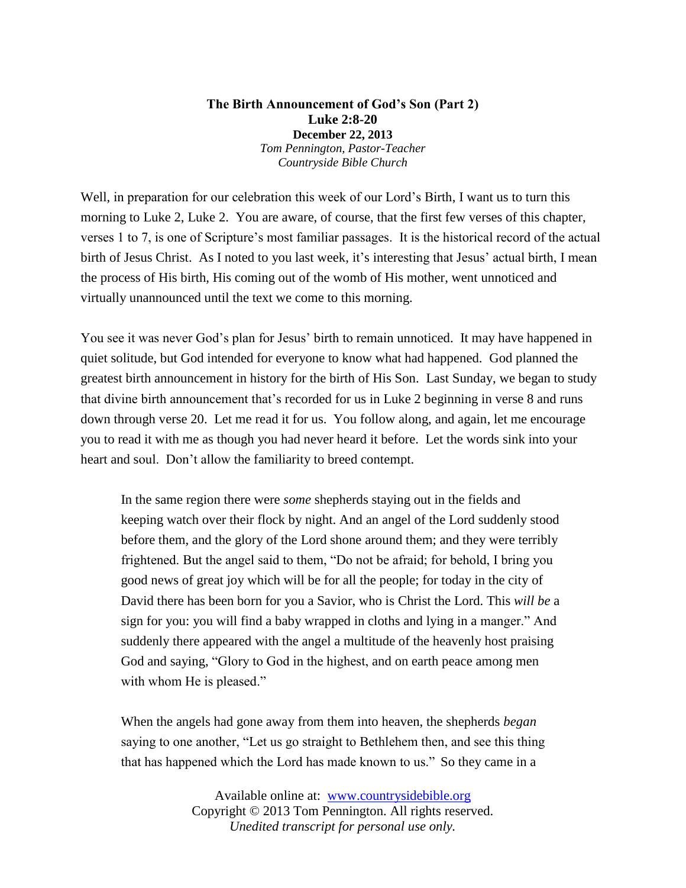**The Birth Announcement of God's Son (Part 2)**
**Luke 2:8-20**
**December 22, 2013**
*Tom Pennington, Pastor-Teacher*
*Countryside Bible Church*

Well, in preparation for our celebration this week of our Lord's Birth, I want us to turn this morning to Luke 2, Luke 2. You are aware, of course, that the first few verses of this chapter, verses 1 to 7, is one of Scripture's most familiar passages. It is the historical record of the actual birth of Jesus Christ. As I noted to you last week, it's interesting that Jesus' actual birth, I mean the process of His birth, His coming out of the womb of His mother, went unnoticed and virtually unannounced until the text we come to this morning.

You see it was never God's plan for Jesus' birth to remain unnoticed. It may have happened in quiet solitude, but God intended for everyone to know what had happened. God planned the greatest birth announcement in history for the birth of His Son. Last Sunday, we began to study that divine birth announcement that's recorded for us in Luke 2 beginning in verse 8 and runs down through verse 20. Let me read it for us. You follow along, and again, let me encourage you to read it with me as though you had never heard it before. Let the words sink into your heart and soul. Don't allow the familiarity to breed contempt.

> In the same region there were *some* shepherds staying out in the fields and keeping watch over their flock by night. And an angel of the Lord suddenly stood before them, and the glory of the Lord shone around them; and they were terribly frightened. But the angel said to them, "Do not be afraid; for behold, I bring you good news of great joy which will be for all the people; for today in the city of David there has been born for you a Savior, who is Christ the Lord. This *will be* a sign for you: you will find a baby wrapped in cloths and lying in a manger." And suddenly there appeared with the angel a multitude of the heavenly host praising God and saying, "Glory to God in the highest, and on earth peace among men with whom He is pleased."
>
> When the angels had gone away from them into heaven, the shepherds *began* saying to one another, "Let us go straight to Bethlehem then, and see this thing that has happened which the Lord has made known to us." So they came in a

Available online at: www.countrysidebible.org
Copyright © 2013 Tom Pennington. All rights reserved.
*Unedited transcript for personal use only.*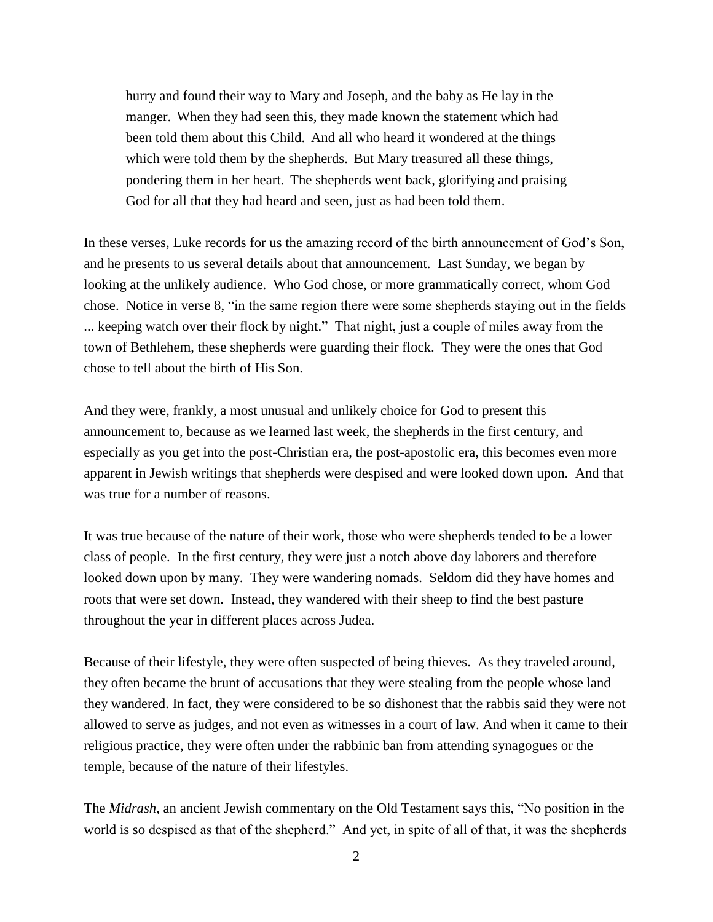> hurry and found their way to Mary and Joseph, and the baby as He lay in the manger. When they had seen this, they made known the statement which had been told them about this Child. And all who heard it wondered at the things which were told them by the shepherds. But Mary treasured all these things, pondering them in her heart. The shepherds went back, glorifying and praising God for all that they had heard and seen, just as had been told them.

In these verses, Luke records for us the amazing record of the birth announcement of God's Son, and he presents to us several details about that announcement. Last Sunday, we began by looking at the unlikely audience. Who God chose, or more grammatically correct, whom God chose. Notice in verse 8, "in the same region there were some shepherds staying out in the fields ... keeping watch over their flock by night." That night, just a couple of miles away from the town of Bethlehem, these shepherds were guarding their flock. They were the ones that God chose to tell about the birth of His Son.

And they were, frankly, a most unusual and unlikely choice for God to present this announcement to, because as we learned last week, the shepherds in the first century, and especially as you get into the post-Christian era, the post-apostolic era, this becomes even more apparent in Jewish writings that shepherds were despised and were looked down upon. And that was true for a number of reasons.

It was true because of the nature of their work, those who were shepherds tended to be a lower class of people. In the first century, they were just a notch above day laborers and therefore looked down upon by many. They were wandering nomads. Seldom did they have homes and roots that were set down. Instead, they wandered with their sheep to find the best pasture throughout the year in different places across Judea.

Because of their lifestyle, they were often suspected of being thieves. As they traveled around, they often became the brunt of accusations that they were stealing from the people whose land they wandered. In fact, they were considered to be so dishonest that the rabbis said they were not allowed to serve as judges, and not even as witnesses in a court of law. And when it came to their religious practice, they were often under the rabbinic ban from attending synagogues or the temple, because of the nature of their lifestyles.

The *Midrash*, an ancient Jewish commentary on the Old Testament says this, "No position in the world is so despised as that of the shepherd." And yet, in spite of all of that, it was the shepherds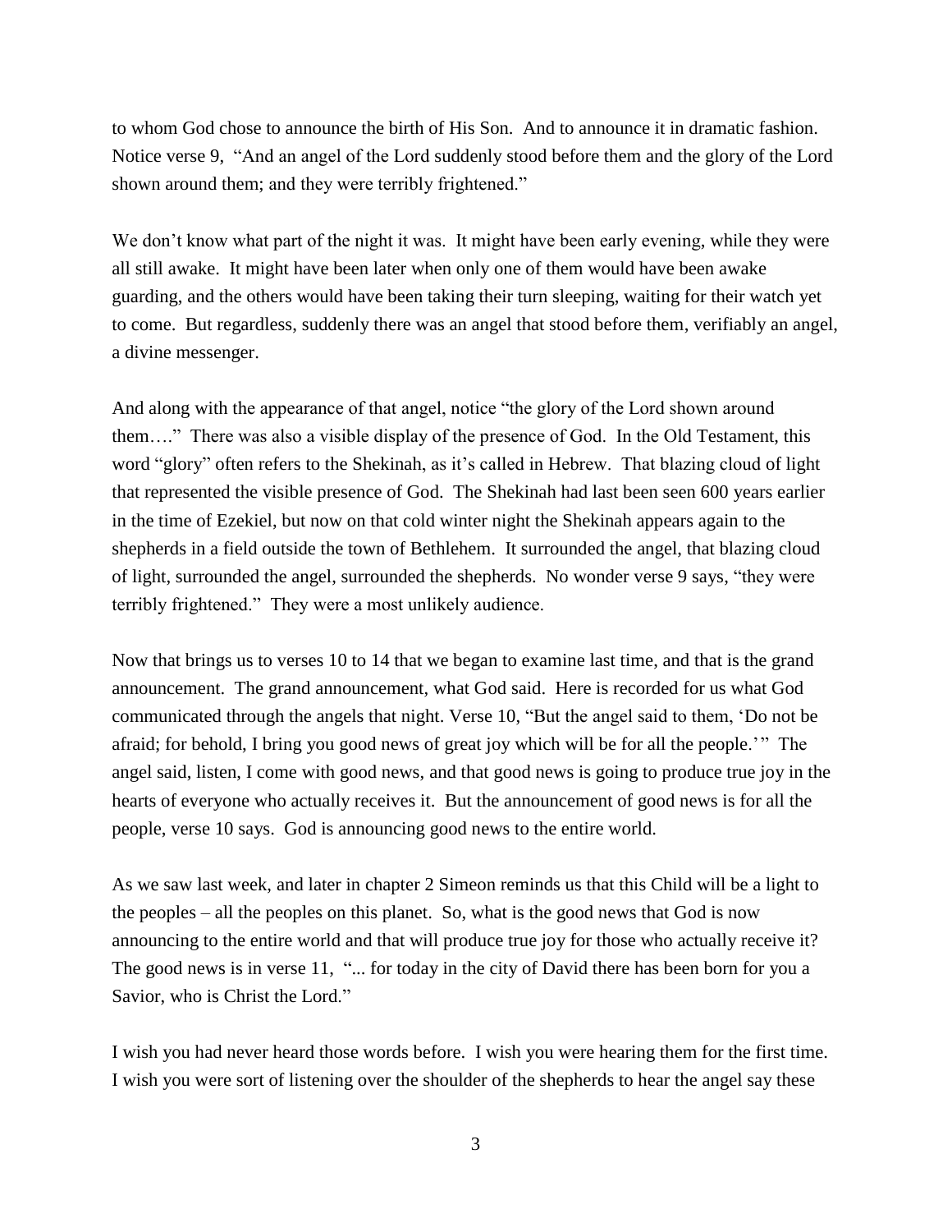to whom God chose to announce the birth of His Son. And to announce it in dramatic fashion. Notice verse 9, "And an angel of the Lord suddenly stood before them and the glory of the Lord shown around them; and they were terribly frightened."

We don't know what part of the night it was. It might have been early evening, while they were all still awake. It might have been later when only one of them would have been awake guarding, and the others would have been taking their turn sleeping, waiting for their watch yet to come. But regardless, suddenly there was an angel that stood before them, verifiably an angel, a divine messenger.

And along with the appearance of that angel, notice "the glory of the Lord shown around them…." There was also a visible display of the presence of God. In the Old Testament, this word "glory" often refers to the Shekinah, as it's called in Hebrew. That blazing cloud of light that represented the visible presence of God. The Shekinah had last been seen 600 years earlier in the time of Ezekiel, but now on that cold winter night the Shekinah appears again to the shepherds in a field outside the town of Bethlehem. It surrounded the angel, that blazing cloud of light, surrounded the angel, surrounded the shepherds. No wonder verse 9 says, "they were terribly frightened." They were a most unlikely audience.

Now that brings us to verses 10 to 14 that we began to examine last time, and that is the grand announcement. The grand announcement, what God said. Here is recorded for us what God communicated through the angels that night. Verse 10, "But the angel said to them, 'Do not be afraid; for behold, I bring you good news of great joy which will be for all the people.'" The angel said, listen, I come with good news, and that good news is going to produce true joy in the hearts of everyone who actually receives it. But the announcement of good news is for all the people, verse 10 says. God is announcing good news to the entire world.

As we saw last week, and later in chapter 2 Simeon reminds us that this Child will be a light to the peoples – all the peoples on this planet. So, what is the good news that God is now announcing to the entire world and that will produce true joy for those who actually receive it? The good news is in verse 11, "... for today in the city of David there has been born for you a Savior, who is Christ the Lord."

I wish you had never heard those words before. I wish you were hearing them for the first time. I wish you were sort of listening over the shoulder of the shepherds to hear the angel say these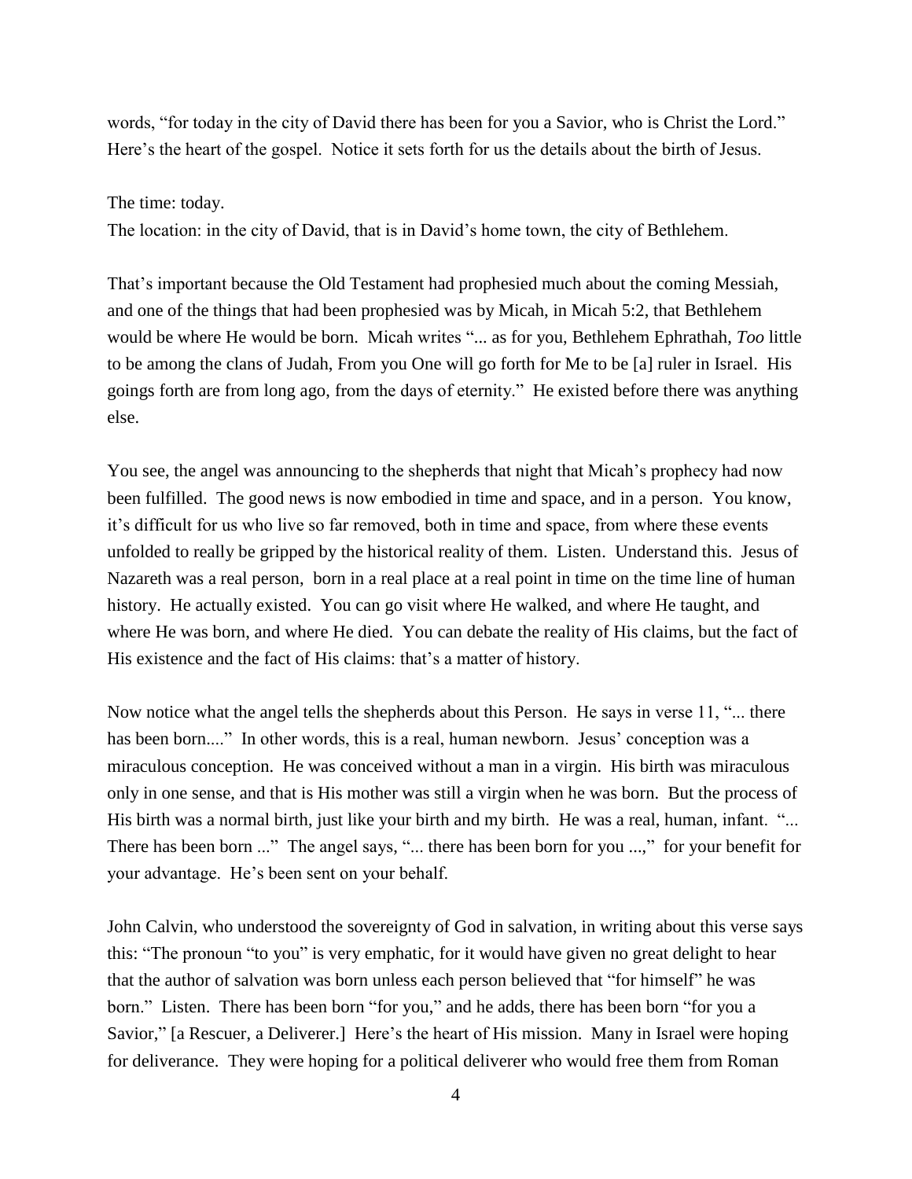words, “for today in the city of David there has been for you a Savior, who is Christ the Lord.” Here’s the heart of the gospel. Notice it sets forth for us the details about the birth of Jesus.

The time: today.
The location: in the city of David, that is in David’s home town, the city of Bethlehem.

That’s important because the Old Testament had prophesied much about the coming Messiah, and one of the things that had been prophesied was by Micah, in Micah 5:2, that Bethlehem would be where He would be born. Micah writes “... as for you, Bethlehem Ephrathah, *Too* little to be among the clans of Judah, From you One will go forth for Me to be [a] ruler in Israel. His goings forth are from long ago, from the days of eternity.” He existed before there was anything else.

You see, the angel was announcing to the shepherds that night that Micah’s prophecy had now been fulfilled. The good news is now embodied in time and space, and in a person. You know, it’s difficult for us who live so far removed, both in time and space, from where these events unfolded to really be gripped by the historical reality of them. Listen. Understand this. Jesus of Nazareth was a real person, born in a real place at a real point in time on the time line of human history. He actually existed. You can go visit where He walked, and where He taught, and where He was born, and where He died. You can debate the reality of His claims, but the fact of His existence and the fact of His claims: that’s a matter of history.

Now notice what the angel tells the shepherds about this Person. He says in verse 11, “... there has been born....” In other words, this is a real, human newborn. Jesus’ conception was a miraculous conception. He was conceived without a man in a virgin. His birth was miraculous only in one sense, and that is His mother was still a virgin when he was born. But the process of His birth was a normal birth, just like your birth and my birth. He was a real, human, infant. “... There has been born ...” The angel says, “... there has been born for you ...,” for your benefit for your advantage. He’s been sent on your behalf.

John Calvin, who understood the sovereignty of God in salvation, in writing about this verse says this: “The pronoun “to you” is very emphatic, for it would have given no great delight to hear that the author of salvation was born unless each person believed that “for himself” he was born.” Listen. There has been born “for you,” and he adds, there has been born “for you a Savior,” [a Rescuer, a Deliverer.] Here’s the heart of His mission. Many in Israel were hoping for deliverance. They were hoping for a political deliverer who would free them from Roman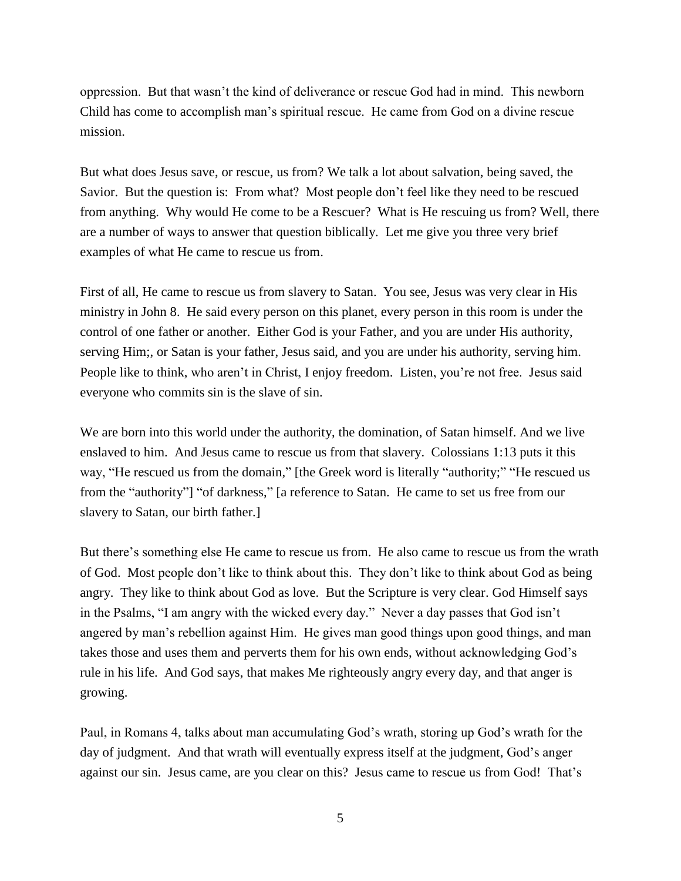oppression. But that wasn't the kind of deliverance or rescue God had in mind. This newborn Child has come to accomplish man's spiritual rescue. He came from God on a divine rescue mission.

But what does Jesus save, or rescue, us from? We talk a lot about salvation, being saved, the Savior. But the question is: From what? Most people don't feel like they need to be rescued from anything. Why would He come to be a Rescuer? What is He rescuing us from? Well, there are a number of ways to answer that question biblically. Let me give you three very brief examples of what He came to rescue us from.

First of all, He came to rescue us from slavery to Satan. You see, Jesus was very clear in His ministry in John 8. He said every person on this planet, every person in this room is under the control of one father or another. Either God is your Father, and you are under His authority, serving Him;, or Satan is your father, Jesus said, and you are under his authority, serving him. People like to think, who aren't in Christ, I enjoy freedom. Listen, you're not free. Jesus said everyone who commits sin is the slave of sin.

We are born into this world under the authority, the domination, of Satan himself. And we live enslaved to him. And Jesus came to rescue us from that slavery. Colossians 1:13 puts it this way, "He rescued us from the domain," [the Greek word is literally "authority;" "He rescued us from the "authority"] "of darkness," [a reference to Satan. He came to set us free from our slavery to Satan, our birth father.]

But there's something else He came to rescue us from. He also came to rescue us from the wrath of God. Most people don't like to think about this. They don't like to think about God as being angry. They like to think about God as love. But the Scripture is very clear. God Himself says in the Psalms, "I am angry with the wicked every day." Never a day passes that God isn't angered by man's rebellion against Him. He gives man good things upon good things, and man takes those and uses them and perverts them for his own ends, without acknowledging God's rule in his life. And God says, that makes Me righteously angry every day, and that anger is growing.

Paul, in Romans 4, talks about man accumulating God's wrath, storing up God's wrath for the day of judgment. And that wrath will eventually express itself at the judgment, God's anger against our sin. Jesus came, are you clear on this? Jesus came to rescue us from God! That's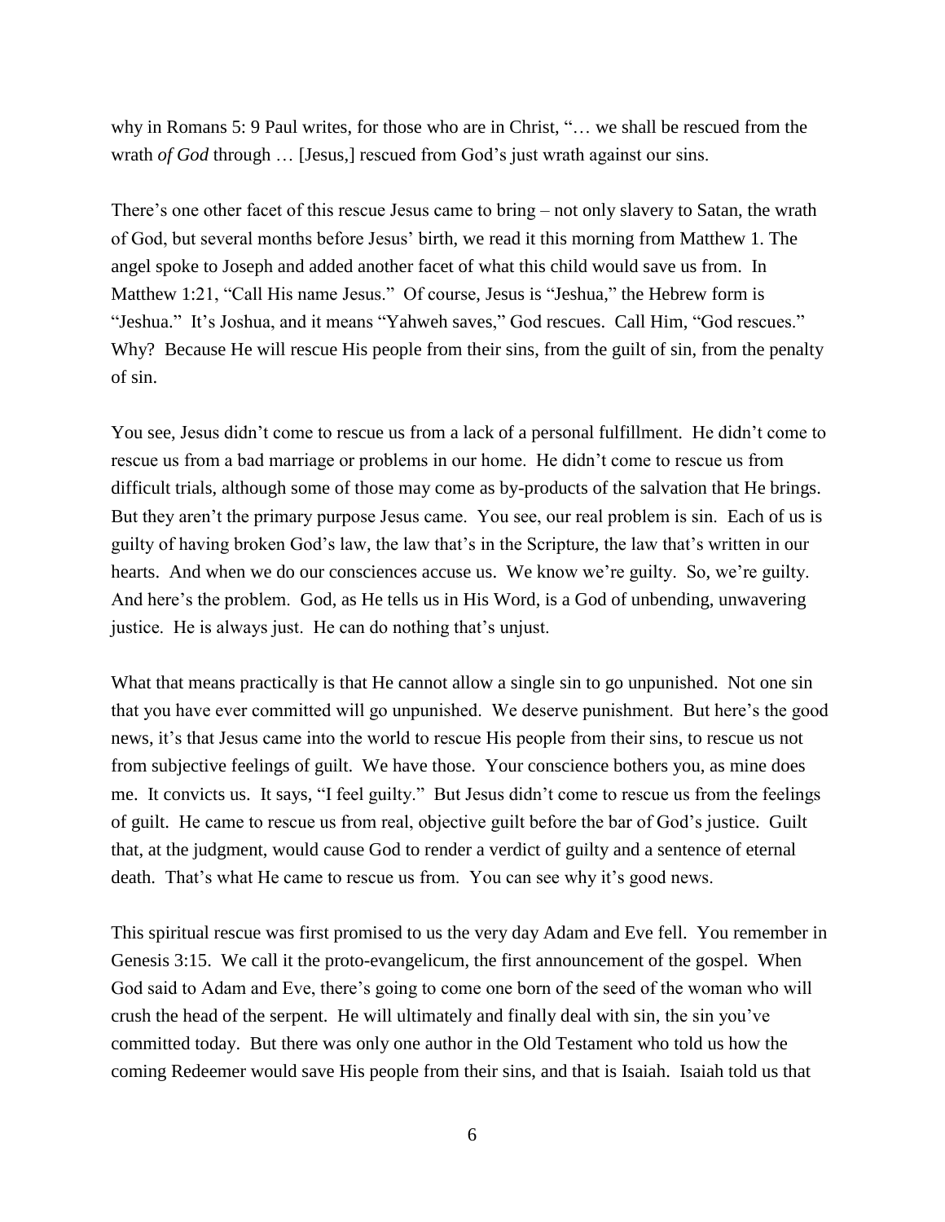why in Romans 5: 9 Paul writes, for those who are in Christ, "… we shall be rescued from the wrath *of God* through … [Jesus,] rescued from God's just wrath against our sins.

There's one other facet of this rescue Jesus came to bring – not only slavery to Satan, the wrath of God, but several months before Jesus' birth, we read it this morning from Matthew 1. The angel spoke to Joseph and added another facet of what this child would save us from. In Matthew 1:21, "Call His name Jesus." Of course, Jesus is "Jeshua," the Hebrew form is "Jeshua." It's Joshua, and it means "Yahweh saves," God rescues. Call Him, "God rescues." Why? Because He will rescue His people from their sins, from the guilt of sin, from the penalty of sin.

You see, Jesus didn't come to rescue us from a lack of a personal fulfillment. He didn't come to rescue us from a bad marriage or problems in our home. He didn't come to rescue us from difficult trials, although some of those may come as by-products of the salvation that He brings. But they aren't the primary purpose Jesus came. You see, our real problem is sin. Each of us is guilty of having broken God's law, the law that's in the Scripture, the law that's written in our hearts. And when we do our consciences accuse us. We know we're guilty. So, we're guilty. And here's the problem. God, as He tells us in His Word, is a God of unbending, unwavering justice. He is always just. He can do nothing that's unjust.

What that means practically is that He cannot allow a single sin to go unpunished. Not one sin that you have ever committed will go unpunished. We deserve punishment. But here's the good news, it's that Jesus came into the world to rescue His people from their sins, to rescue us not from subjective feelings of guilt. We have those. Your conscience bothers you, as mine does me. It convicts us. It says, "I feel guilty." But Jesus didn't come to rescue us from the feelings of guilt. He came to rescue us from real, objective guilt before the bar of God's justice. Guilt that, at the judgment, would cause God to render a verdict of guilty and a sentence of eternal death. That's what He came to rescue us from. You can see why it's good news.

This spiritual rescue was first promised to us the very day Adam and Eve fell. You remember in Genesis 3:15. We call it the proto-evangelicum, the first announcement of the gospel. When God said to Adam and Eve, there's going to come one born of the seed of the woman who will crush the head of the serpent. He will ultimately and finally deal with sin, the sin you've committed today. But there was only one author in the Old Testament who told us how the coming Redeemer would save His people from their sins, and that is Isaiah. Isaiah told us that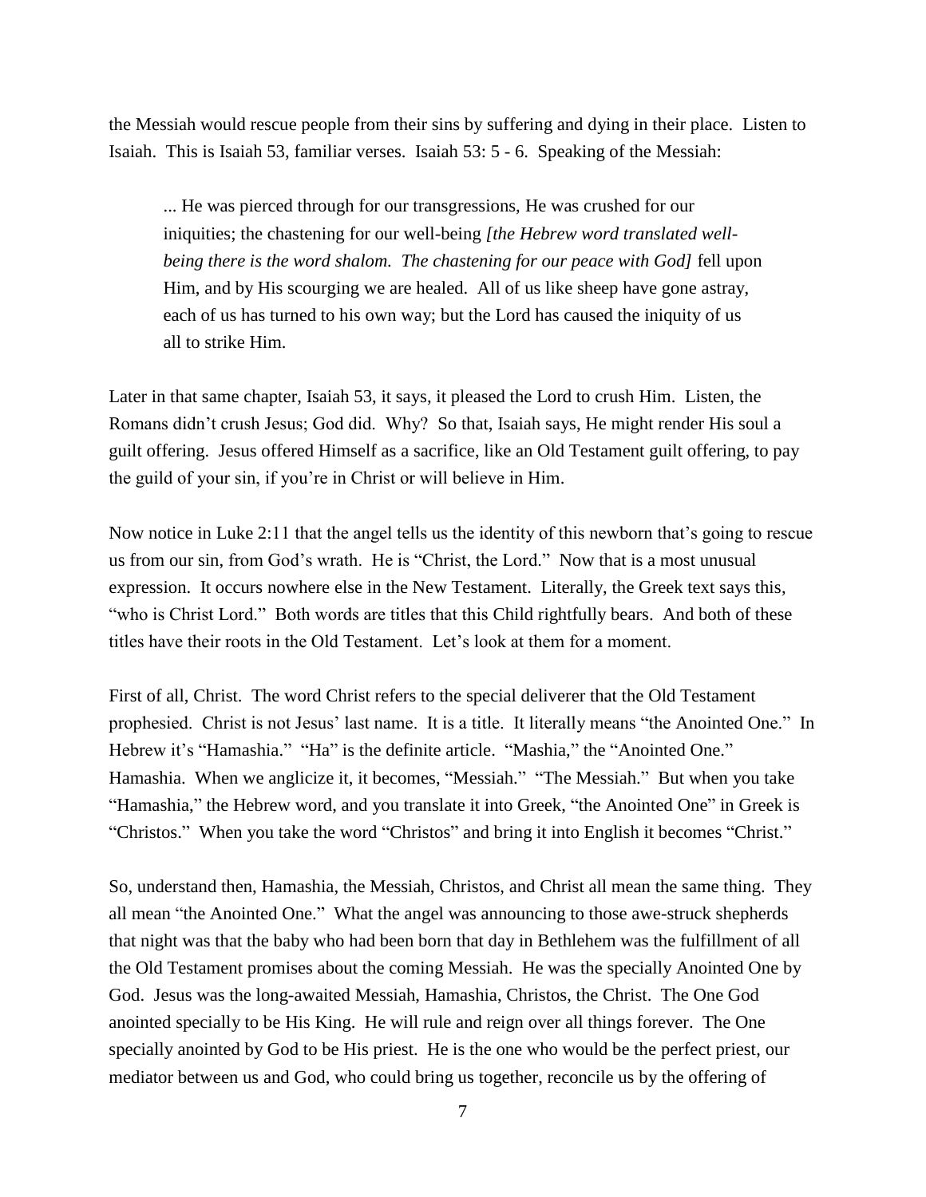the Messiah would rescue people from their sins by suffering and dying in their place. Listen to Isaiah. This is Isaiah 53, familiar verses. Isaiah 53: 5 - 6. Speaking of the Messiah:

> ... He was pierced through for our transgressions, He was crushed for our iniquities; the chastening for our well-being *[the Hebrew word translated well-being there is the word shalom. The chastening for our peace with God]* fell upon Him, and by His scourging we are healed. All of us like sheep have gone astray, each of us has turned to his own way; but the Lord has caused the iniquity of us all to strike Him.

Later in that same chapter, Isaiah 53, it says, it pleased the Lord to crush Him. Listen, the Romans didn't crush Jesus; God did. Why? So that, Isaiah says, He might render His soul a guilt offering. Jesus offered Himself as a sacrifice, like an Old Testament guilt offering, to pay the guild of your sin, if you're in Christ or will believe in Him.

Now notice in Luke 2:11 that the angel tells us the identity of this newborn that's going to rescue us from our sin, from God's wrath. He is "Christ, the Lord." Now that is a most unusual expression. It occurs nowhere else in the New Testament. Literally, the Greek text says this, "who is Christ Lord." Both words are titles that this Child rightfully bears. And both of these titles have their roots in the Old Testament. Let's look at them for a moment.

First of all, Christ. The word Christ refers to the special deliverer that the Old Testament prophesied. Christ is not Jesus' last name. It is a title. It literally means "the Anointed One." In Hebrew it's "Hamashia." "Ha" is the definite article. "Mashia," the "Anointed One." Hamashia. When we anglicize it, it becomes, "Messiah." "The Messiah." But when you take "Hamashia," the Hebrew word, and you translate it into Greek, "the Anointed One" in Greek is "Christos." When you take the word "Christos" and bring it into English it becomes "Christ."

So, understand then, Hamashia, the Messiah, Christos, and Christ all mean the same thing. They all mean "the Anointed One." What the angel was announcing to those awe-struck shepherds that night was that the baby who had been born that day in Bethlehem was the fulfillment of all the Old Testament promises about the coming Messiah. He was the specially Anointed One by God. Jesus was the long-awaited Messiah, Hamashia, Christos, the Christ. The One God anointed specially to be His King. He will rule and reign over all things forever. The One specially anointed by God to be His priest. He is the one who would be the perfect priest, our mediator between us and God, who could bring us together, reconcile us by the offering of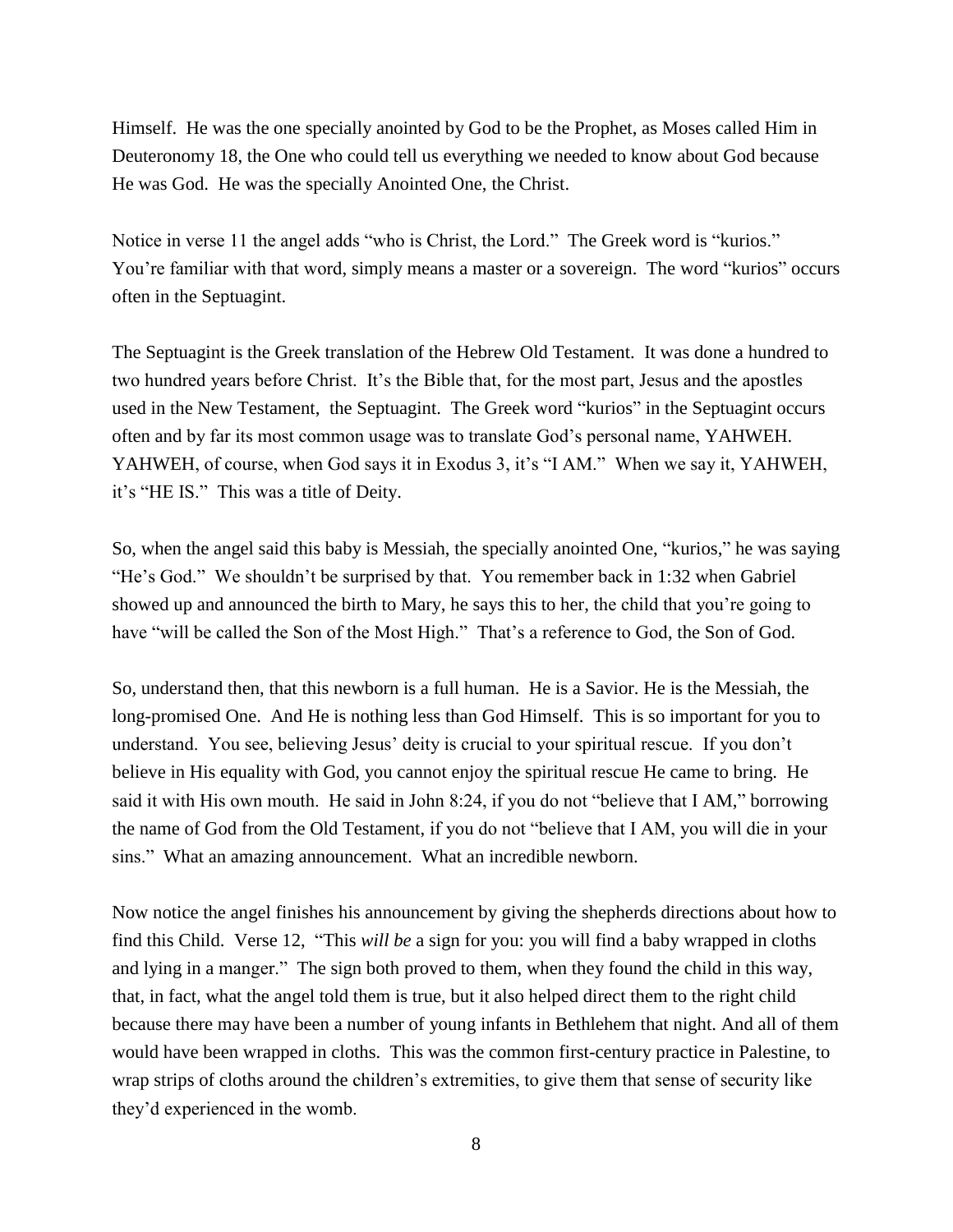Himself. He was the one specially anointed by God to be the Prophet, as Moses called Him in Deuteronomy 18, the One who could tell us everything we needed to know about God because He was God. He was the specially Anointed One, the Christ.

Notice in verse 11 the angel adds "who is Christ, the Lord." The Greek word is "kurios." You're familiar with that word, simply means a master or a sovereign. The word "kurios" occurs often in the Septuagint.

The Septuagint is the Greek translation of the Hebrew Old Testament. It was done a hundred to two hundred years before Christ. It's the Bible that, for the most part, Jesus and the apostles used in the New Testament, the Septuagint. The Greek word "kurios" in the Septuagint occurs often and by far its most common usage was to translate God's personal name, YAHWEH. YAHWEH, of course, when God says it in Exodus 3, it's "I AM." When we say it, YAHWEH, it's "HE IS." This was a title of Deity.

So, when the angel said this baby is Messiah, the specially anointed One, "kurios," he was saying "He's God." We shouldn't be surprised by that. You remember back in 1:32 when Gabriel showed up and announced the birth to Mary, he says this to her, the child that you're going to have "will be called the Son of the Most High." That's a reference to God, the Son of God.

So, understand then, that this newborn is a full human. He is a Savior. He is the Messiah, the long-promised One. And He is nothing less than God Himself. This is so important for you to understand. You see, believing Jesus' deity is crucial to your spiritual rescue. If you don't believe in His equality with God, you cannot enjoy the spiritual rescue He came to bring. He said it with His own mouth. He said in John 8:24, if you do not "believe that I AM," borrowing the name of God from the Old Testament, if you do not "believe that I AM, you will die in your sins." What an amazing announcement. What an incredible newborn.

Now notice the angel finishes his announcement by giving the shepherds directions about how to find this Child. Verse 12, "This *will be* a sign for you: you will find a baby wrapped in cloths and lying in a manger." The sign both proved to them, when they found the child in this way, that, in fact, what the angel told them is true, but it also helped direct them to the right child because there may have been a number of young infants in Bethlehem that night. And all of them would have been wrapped in cloths. This was the common first-century practice in Palestine, to wrap strips of cloths around the children's extremities, to give them that sense of security like they'd experienced in the womb.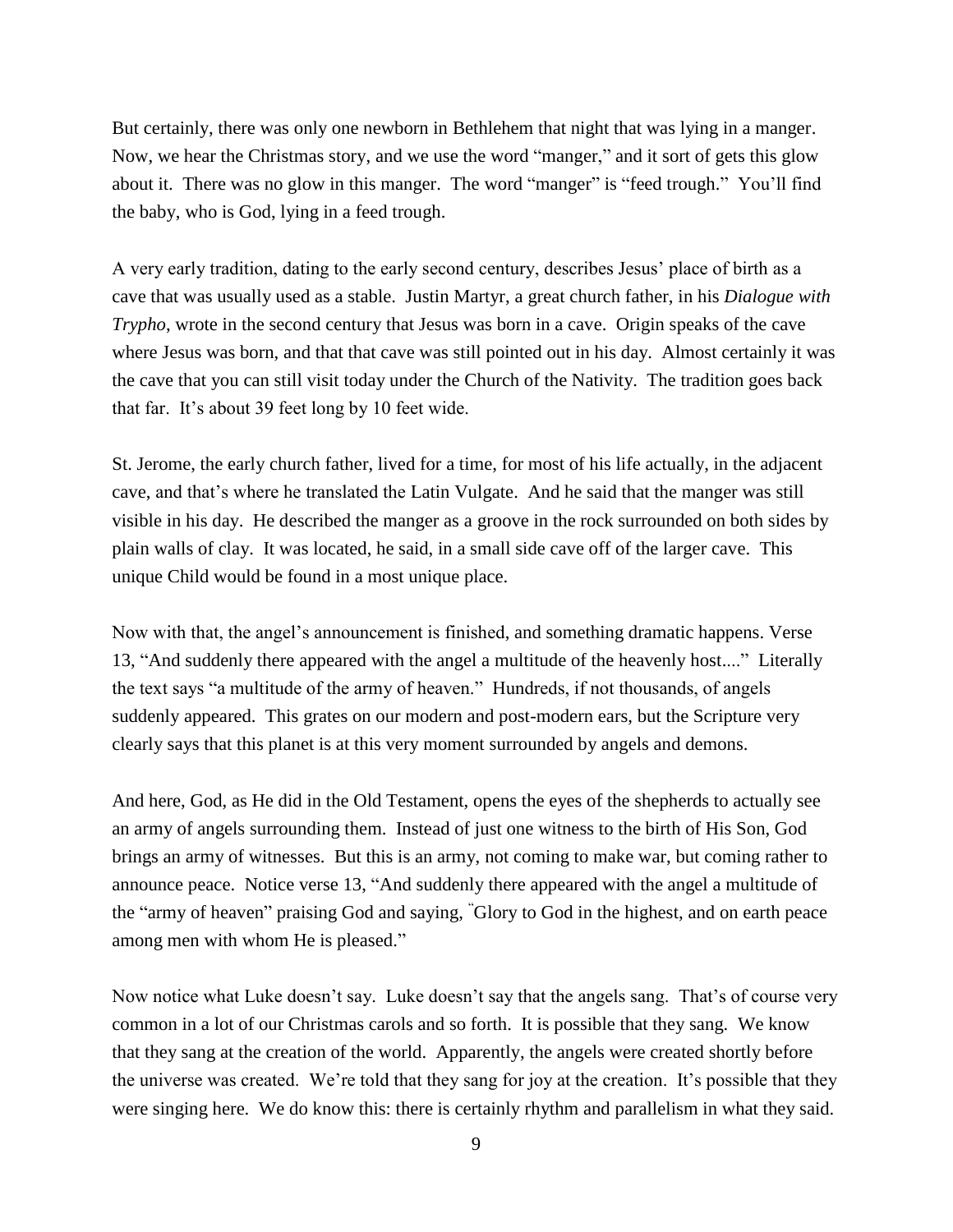But certainly, there was only one newborn in Bethlehem that night that was lying in a manger. Now, we hear the Christmas story, and we use the word "manger," and it sort of gets this glow about it. There was no glow in this manger. The word "manger" is "feed trough." You'll find the baby, who is God, lying in a feed trough.

A very early tradition, dating to the early second century, describes Jesus' place of birth as a cave that was usually used as a stable. Justin Martyr, a great church father, in his *Dialogue with Trypho*, wrote in the second century that Jesus was born in a cave. Origin speaks of the cave where Jesus was born, and that that cave was still pointed out in his day. Almost certainly it was the cave that you can still visit today under the Church of the Nativity. The tradition goes back that far. It's about 39 feet long by 10 feet wide.

St. Jerome, the early church father, lived for a time, for most of his life actually, in the adjacent cave, and that's where he translated the Latin Vulgate. And he said that the manger was still visible in his day. He described the manger as a groove in the rock surrounded on both sides by plain walls of clay. It was located, he said, in a small side cave off of the larger cave. This unique Child would be found in a most unique place.

Now with that, the angel's announcement is finished, and something dramatic happens. Verse 13, "And suddenly there appeared with the angel a multitude of the heavenly host...." Literally the text says "a multitude of the army of heaven." Hundreds, if not thousands, of angels suddenly appeared. This grates on our modern and post-modern ears, but the Scripture very clearly says that this planet is at this very moment surrounded by angels and demons.

And here, God, as He did in the Old Testament, opens the eyes of the shepherds to actually see an army of angels surrounding them. Instead of just one witness to the birth of His Son, God brings an army of witnesses. But this is an army, not coming to make war, but coming rather to announce peace. Notice verse 13, "And suddenly there appeared with the angel a multitude of the "army of heaven" praising God and saying, "Glory to God in the highest, and on earth peace among men with whom He is pleased."

Now notice what Luke doesn't say. Luke doesn't say that the angels sang. That's of course very common in a lot of our Christmas carols and so forth. It is possible that they sang. We know that they sang at the creation of the world. Apparently, the angels were created shortly before the universe was created. We're told that they sang for joy at the creation. It's possible that they were singing here. We do know this: there is certainly rhythm and parallelism in what they said.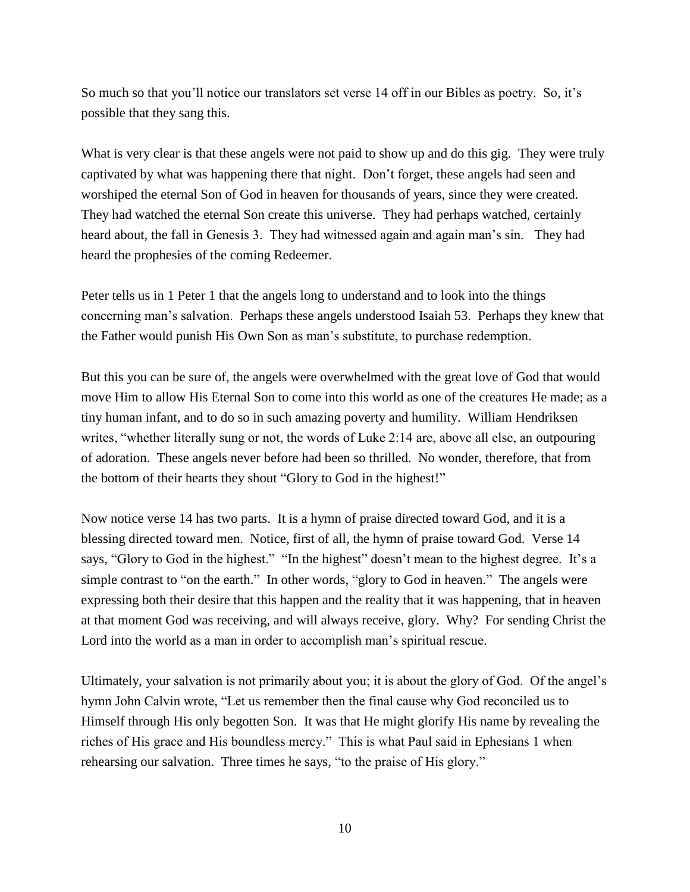So much so that you'll notice our translators set verse 14 off in our Bibles as poetry. So, it's possible that they sang this.

What is very clear is that these angels were not paid to show up and do this gig. They were truly captivated by what was happening there that night. Don't forget, these angels had seen and worshiped the eternal Son of God in heaven for thousands of years, since they were created. They had watched the eternal Son create this universe. They had perhaps watched, certainly heard about, the fall in Genesis 3. They had witnessed again and again man's sin. They had heard the prophesies of the coming Redeemer.

Peter tells us in 1 Peter 1 that the angels long to understand and to look into the things concerning man's salvation. Perhaps these angels understood Isaiah 53. Perhaps they knew that the Father would punish His Own Son as man's substitute, to purchase redemption.

But this you can be sure of, the angels were overwhelmed with the great love of God that would move Him to allow His Eternal Son to come into this world as one of the creatures He made; as a tiny human infant, and to do so in such amazing poverty and humility. William Hendriksen writes, "whether literally sung or not, the words of Luke 2:14 are, above all else, an outpouring of adoration. These angels never before had been so thrilled. No wonder, therefore, that from the bottom of their hearts they shout "Glory to God in the highest!"

Now notice verse 14 has two parts. It is a hymn of praise directed toward God, and it is a blessing directed toward men. Notice, first of all, the hymn of praise toward God. Verse 14 says, "Glory to God in the highest." "In the highest" doesn't mean to the highest degree. It's a simple contrast to "on the earth." In other words, "glory to God in heaven." The angels were expressing both their desire that this happen and the reality that it was happening, that in heaven at that moment God was receiving, and will always receive, glory. Why? For sending Christ the Lord into the world as a man in order to accomplish man's spiritual rescue.

Ultimately, your salvation is not primarily about you; it is about the glory of God. Of the angel's hymn John Calvin wrote, "Let us remember then the final cause why God reconciled us to Himself through His only begotten Son. It was that He might glorify His name by revealing the riches of His grace and His boundless mercy." This is what Paul said in Ephesians 1 when rehearsing our salvation. Three times he says, "to the praise of His glory."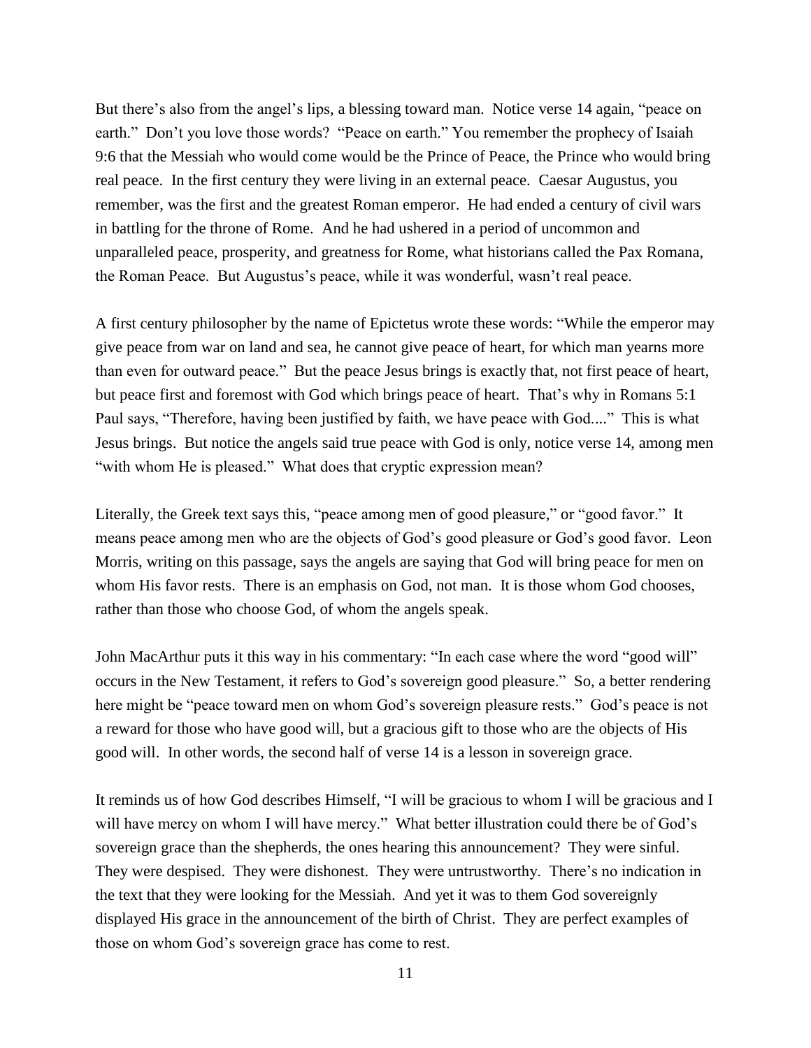But there's also from the angel's lips, a blessing toward man. Notice verse 14 again, "peace on earth." Don't you love those words? "Peace on earth." You remember the prophecy of Isaiah 9:6 that the Messiah who would come would be the Prince of Peace, the Prince who would bring real peace. In the first century they were living in an external peace. Caesar Augustus, you remember, was the first and the greatest Roman emperor. He had ended a century of civil wars in battling for the throne of Rome. And he had ushered in a period of uncommon and unparalleled peace, prosperity, and greatness for Rome, what historians called the Pax Romana, the Roman Peace. But Augustus's peace, while it was wonderful, wasn't real peace.

A first century philosopher by the name of Epictetus wrote these words: "While the emperor may give peace from war on land and sea, he cannot give peace of heart, for which man yearns more than even for outward peace." But the peace Jesus brings is exactly that, not first peace of heart, but peace first and foremost with God which brings peace of heart. That's why in Romans 5:1 Paul says, "Therefore, having been justified by faith, we have peace with God...." This is what Jesus brings. But notice the angels said true peace with God is only, notice verse 14, among men "with whom He is pleased." What does that cryptic expression mean?

Literally, the Greek text says this, "peace among men of good pleasure," or "good favor." It means peace among men who are the objects of God's good pleasure or God's good favor. Leon Morris, writing on this passage, says the angels are saying that God will bring peace for men on whom His favor rests. There is an emphasis on God, not man. It is those whom God chooses, rather than those who choose God, of whom the angels speak.

John MacArthur puts it this way in his commentary: "In each case where the word "good will" occurs in the New Testament, it refers to God's sovereign good pleasure." So, a better rendering here might be "peace toward men on whom God's sovereign pleasure rests." God's peace is not a reward for those who have good will, but a gracious gift to those who are the objects of His good will. In other words, the second half of verse 14 is a lesson in sovereign grace.

It reminds us of how God describes Himself, "I will be gracious to whom I will be gracious and I will have mercy on whom I will have mercy." What better illustration could there be of God's sovereign grace than the shepherds, the ones hearing this announcement? They were sinful. They were despised. They were dishonest. They were untrustworthy. There's no indication in the text that they were looking for the Messiah. And yet it was to them God sovereignly displayed His grace in the announcement of the birth of Christ. They are perfect examples of those on whom God's sovereign grace has come to rest.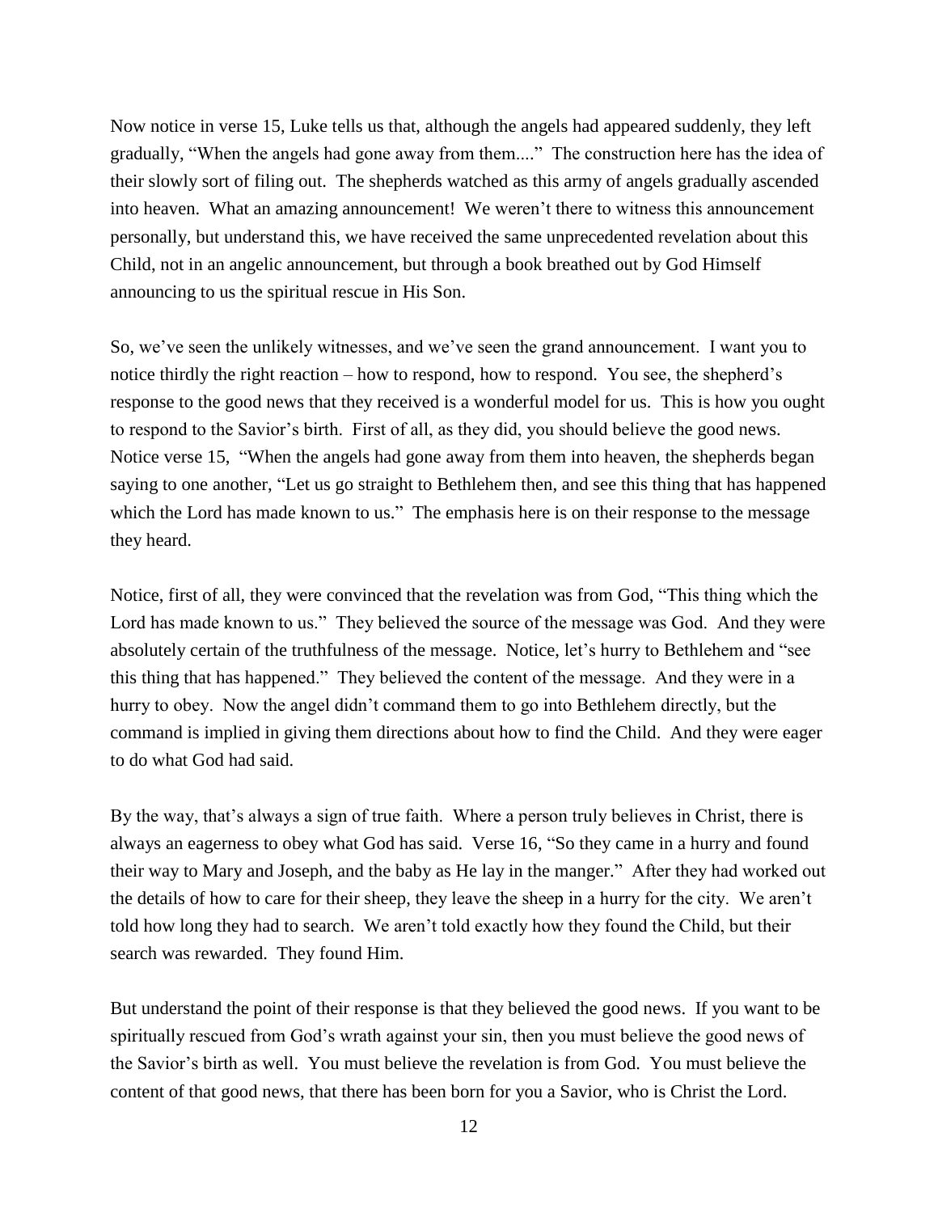Now notice in verse 15, Luke tells us that, although the angels had appeared suddenly, they left gradually, "When the angels had gone away from them...." The construction here has the idea of their slowly sort of filing out. The shepherds watched as this army of angels gradually ascended into heaven. What an amazing announcement! We weren't there to witness this announcement personally, but understand this, we have received the same unprecedented revelation about this Child, not in an angelic announcement, but through a book breathed out by God Himself announcing to us the spiritual rescue in His Son.

So, we've seen the unlikely witnesses, and we've seen the grand announcement. I want you to notice thirdly the right reaction – how to respond, how to respond. You see, the shepherd's response to the good news that they received is a wonderful model for us. This is how you ought to respond to the Savior's birth. First of all, as they did, you should believe the good news. Notice verse 15, "When the angels had gone away from them into heaven, the shepherds began saying to one another, "Let us go straight to Bethlehem then, and see this thing that has happened which the Lord has made known to us." The emphasis here is on their response to the message they heard.

Notice, first of all, they were convinced that the revelation was from God, "This thing which the Lord has made known to us." They believed the source of the message was God. And they were absolutely certain of the truthfulness of the message. Notice, let's hurry to Bethlehem and "see this thing that has happened." They believed the content of the message. And they were in a hurry to obey. Now the angel didn't command them to go into Bethlehem directly, but the command is implied in giving them directions about how to find the Child. And they were eager to do what God had said.

By the way, that's always a sign of true faith. Where a person truly believes in Christ, there is always an eagerness to obey what God has said. Verse 16, "So they came in a hurry and found their way to Mary and Joseph, and the baby as He lay in the manger." After they had worked out the details of how to care for their sheep, they leave the sheep in a hurry for the city. We aren't told how long they had to search. We aren't told exactly how they found the Child, but their search was rewarded. They found Him.

But understand the point of their response is that they believed the good news. If you want to be spiritually rescued from God's wrath against your sin, then you must believe the good news of the Savior's birth as well. You must believe the revelation is from God. You must believe the content of that good news, that there has been born for you a Savior, who is Christ the Lord.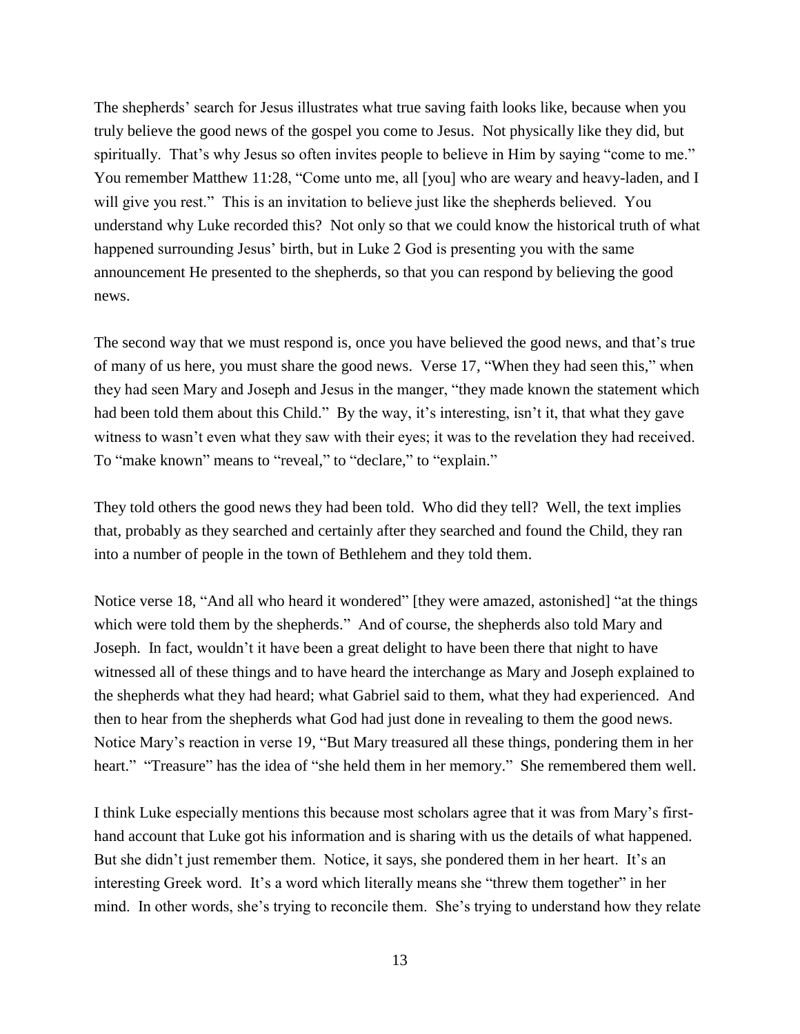The shepherds' search for Jesus illustrates what true saving faith looks like, because when you truly believe the good news of the gospel you come to Jesus. Not physically like they did, but spiritually. That's why Jesus so often invites people to believe in Him by saying "come to me." You remember Matthew 11:28, "Come unto me, all [you] who are weary and heavy-laden, and I will give you rest." This is an invitation to believe just like the shepherds believed. You understand why Luke recorded this? Not only so that we could know the historical truth of what happened surrounding Jesus' birth, but in Luke 2 God is presenting you with the same announcement He presented to the shepherds, so that you can respond by believing the good news.

The second way that we must respond is, once you have believed the good news, and that's true of many of us here, you must share the good news. Verse 17, "When they had seen this," when they had seen Mary and Joseph and Jesus in the manger, "they made known the statement which had been told them about this Child." By the way, it's interesting, isn't it, that what they gave witness to wasn't even what they saw with their eyes; it was to the revelation they had received. To "make known" means to "reveal," to "declare," to "explain."

They told others the good news they had been told. Who did they tell? Well, the text implies that, probably as they searched and certainly after they searched and found the Child, they ran into a number of people in the town of Bethlehem and they told them.

Notice verse 18, "And all who heard it wondered" [they were amazed, astonished] "at the things which were told them by the shepherds." And of course, the shepherds also told Mary and Joseph. In fact, wouldn't it have been a great delight to have been there that night to have witnessed all of these things and to have heard the interchange as Mary and Joseph explained to the shepherds what they had heard; what Gabriel said to them, what they had experienced. And then to hear from the shepherds what God had just done in revealing to them the good news. Notice Mary's reaction in verse 19, "But Mary treasured all these things, pondering them in her heart." "Treasure" has the idea of "she held them in her memory." She remembered them well.

I think Luke especially mentions this because most scholars agree that it was from Mary's first-hand account that Luke got his information and is sharing with us the details of what happened. But she didn't just remember them. Notice, it says, she pondered them in her heart. It's an interesting Greek word. It's a word which literally means she "threw them together" in her mind. In other words, she's trying to reconcile them. She's trying to understand how they relate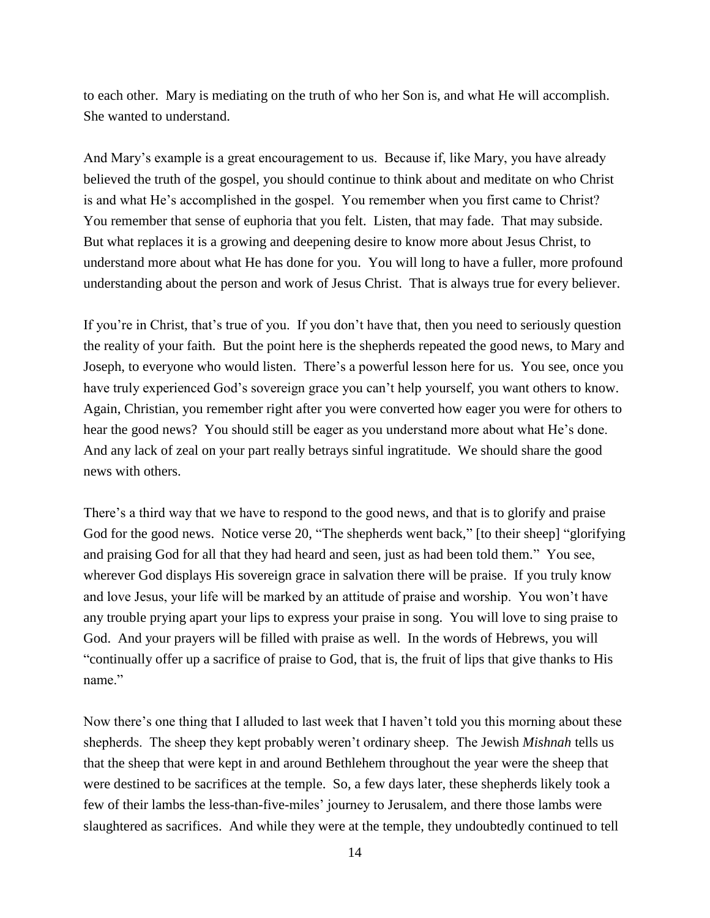to each other. Mary is mediating on the truth of who her Son is, and what He will accomplish. She wanted to understand.

And Mary's example is a great encouragement to us. Because if, like Mary, you have already believed the truth of the gospel, you should continue to think about and meditate on who Christ is and what He's accomplished in the gospel. You remember when you first came to Christ? You remember that sense of euphoria that you felt. Listen, that may fade. That may subside. But what replaces it is a growing and deepening desire to know more about Jesus Christ, to understand more about what He has done for you. You will long to have a fuller, more profound understanding about the person and work of Jesus Christ. That is always true for every believer.

If you're in Christ, that's true of you. If you don't have that, then you need to seriously question the reality of your faith. But the point here is the shepherds repeated the good news, to Mary and Joseph, to everyone who would listen. There's a powerful lesson here for us. You see, once you have truly experienced God's sovereign grace you can't help yourself, you want others to know. Again, Christian, you remember right after you were converted how eager you were for others to hear the good news? You should still be eager as you understand more about what He's done. And any lack of zeal on your part really betrays sinful ingratitude. We should share the good news with others.

There's a third way that we have to respond to the good news, and that is to glorify and praise God for the good news. Notice verse 20, "The shepherds went back," [to their sheep] "glorifying and praising God for all that they had heard and seen, just as had been told them." You see, wherever God displays His sovereign grace in salvation there will be praise. If you truly know and love Jesus, your life will be marked by an attitude of praise and worship. You won't have any trouble prying apart your lips to express your praise in song. You will love to sing praise to God. And your prayers will be filled with praise as well. In the words of Hebrews, you will "continually offer up a sacrifice of praise to God, that is, the fruit of lips that give thanks to His name."

Now there's one thing that I alluded to last week that I haven't told you this morning about these shepherds. The sheep they kept probably weren't ordinary sheep. The Jewish *Mishnah* tells us that the sheep that were kept in and around Bethlehem throughout the year were the sheep that were destined to be sacrifices at the temple. So, a few days later, these shepherds likely took a few of their lambs the less-than-five-miles' journey to Jerusalem, and there those lambs were slaughtered as sacrifices. And while they were at the temple, they undoubtedly continued to tell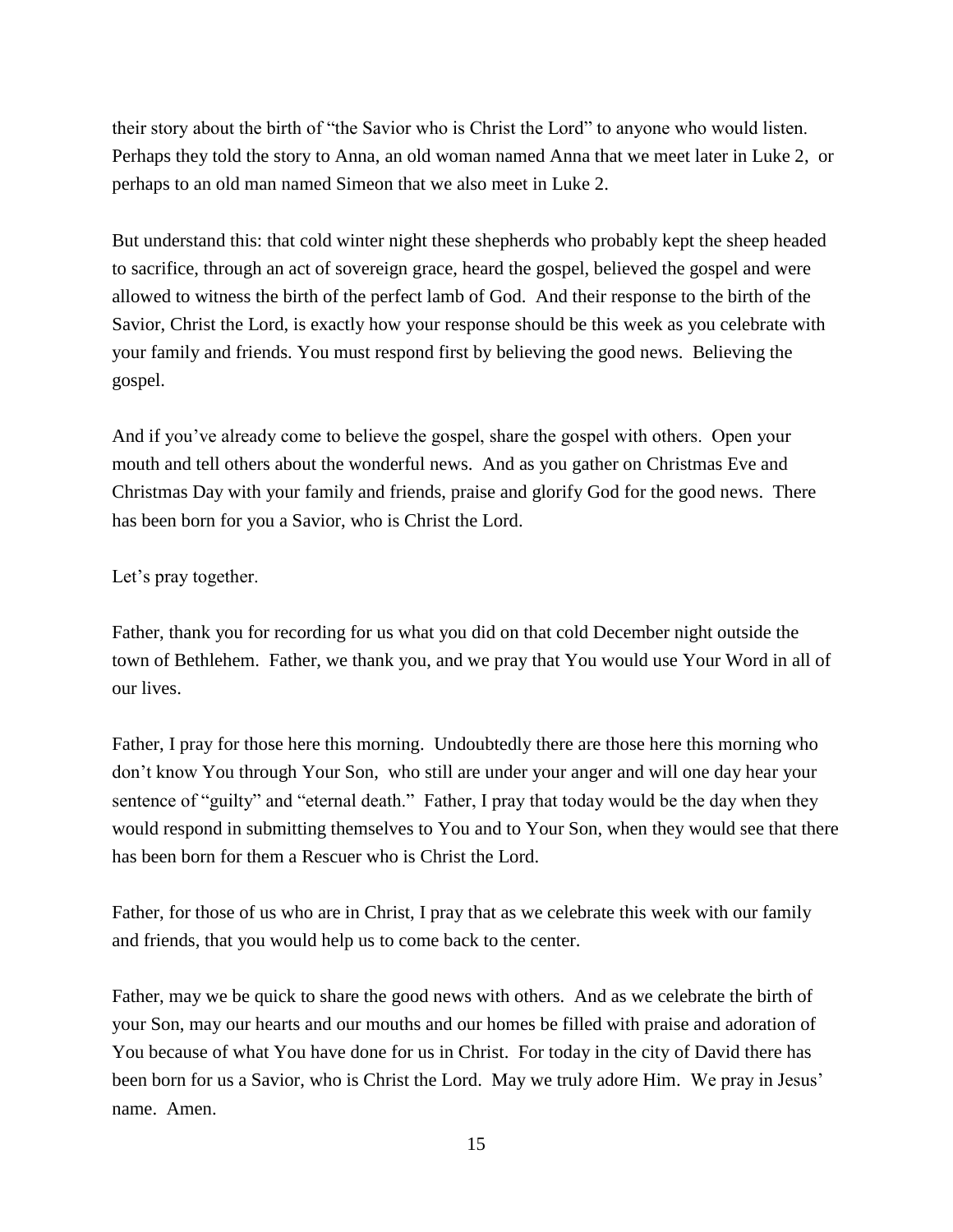their story about the birth of "the Savior who is Christ the Lord" to anyone who would listen. Perhaps they told the story to Anna, an old woman named Anna that we meet later in Luke 2, or perhaps to an old man named Simeon that we also meet in Luke 2.

But understand this: that cold winter night these shepherds who probably kept the sheep headed to sacrifice, through an act of sovereign grace, heard the gospel, believed the gospel and were allowed to witness the birth of the perfect lamb of God. And their response to the birth of the Savior, Christ the Lord, is exactly how your response should be this week as you celebrate with your family and friends. You must respond first by believing the good news. Believing the gospel.

And if you've already come to believe the gospel, share the gospel with others. Open your mouth and tell others about the wonderful news. And as you gather on Christmas Eve and Christmas Day with your family and friends, praise and glorify God for the good news. There has been born for you a Savior, who is Christ the Lord.

Let's pray together.

Father, thank you for recording for us what you did on that cold December night outside the town of Bethlehem. Father, we thank you, and we pray that You would use Your Word in all of our lives.

Father, I pray for those here this morning. Undoubtedly there are those here this morning who don't know You through Your Son, who still are under your anger and will one day hear your sentence of "guilty" and "eternal death." Father, I pray that today would be the day when they would respond in submitting themselves to You and to Your Son, when they would see that there has been born for them a Rescuer who is Christ the Lord.

Father, for those of us who are in Christ, I pray that as we celebrate this week with our family and friends, that you would help us to come back to the center.

Father, may we be quick to share the good news with others. And as we celebrate the birth of your Son, may our hearts and our mouths and our homes be filled with praise and adoration of You because of what You have done for us in Christ. For today in the city of David there has been born for us a Savior, who is Christ the Lord. May we truly adore Him. We pray in Jesus' name. Amen.